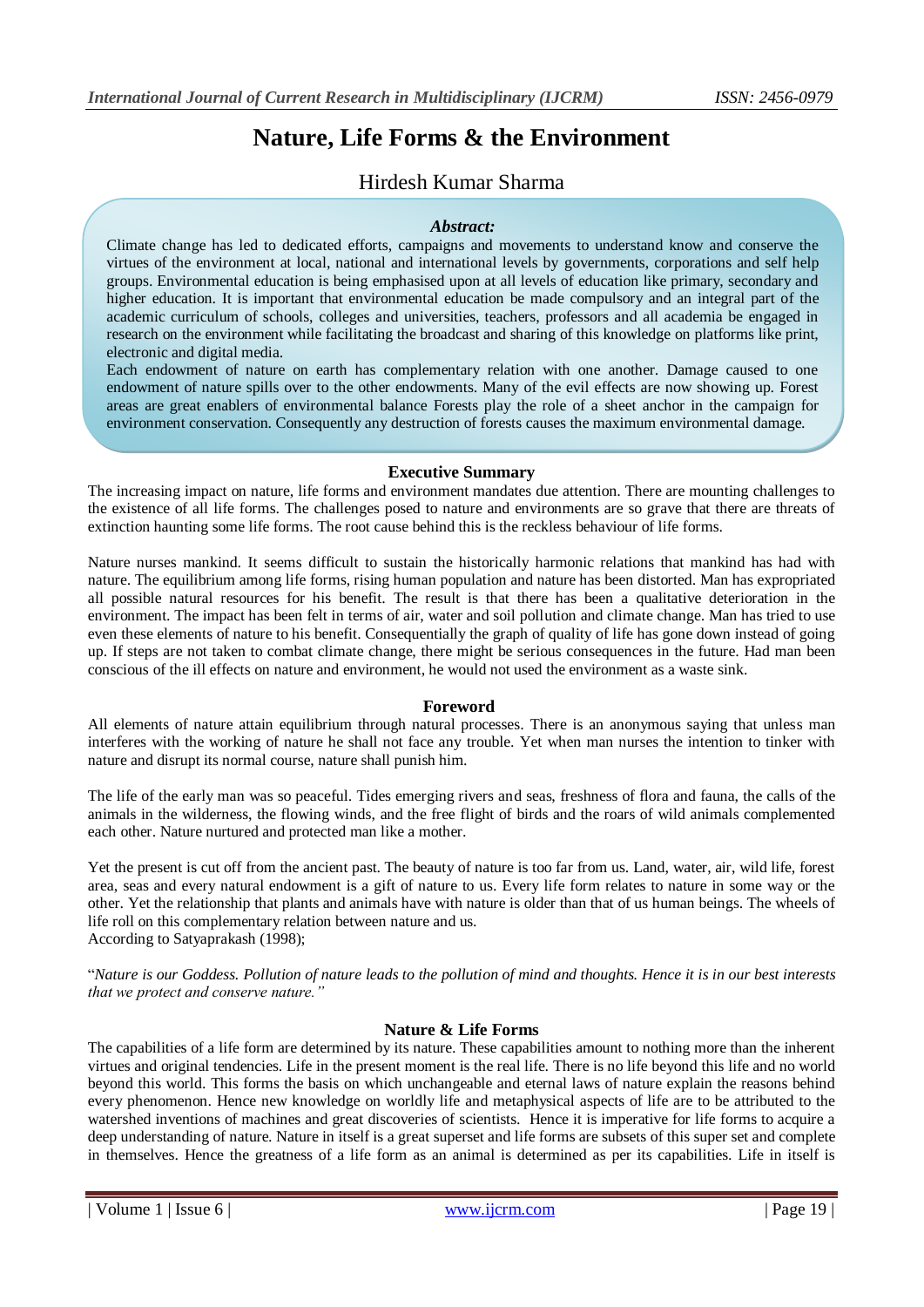# Nature, Life Forms & the Environment

Hirdesh Kumar Sharma

***Abstract:***

Climate change has led to dedicated efforts, campaigns and movements to understand know and conserve the virtues of the environment at local, national and international levels by governments, corporations and self help groups. Environmental education is being emphasised upon at all levels of education like primary, secondary and higher education. It is important that environmental education be made compulsory and an integral part of the academic curriculum of schools, colleges and universities, teachers, professors and all academia be engaged in research on the environment while facilitating the broadcast and sharing of this knowledge on platforms like print, electronic and digital media.

Each endowment of nature on earth has complementary relation with one another. Damage caused to one endowment of nature spills over to the other endowments. Many of the evil effects are now showing up. Forest areas are great enablers of environmental balance Forests play the role of a sheet anchor in the campaign for environment conservation. Consequently any destruction of forests causes the maximum environmental damage.

## Executive Summary

The increasing impact on nature, life forms and environment mandates due attention. There are mounting challenges to the existence of all life forms. The challenges posed to nature and environments are so grave that there are threats of extinction haunting some life forms. The root cause behind this is the reckless behaviour of life forms.

Nature nurses mankind. It seems difficult to sustain the historically harmonic relations that mankind has had with nature. The equilibrium among life forms, rising human population and nature has been distorted. Man has expropriated all possible natural resources for his benefit. The result is that there has been a qualitative deterioration in the environment. The impact has been felt in terms of air, water and soil pollution and climate change. Man has tried to use even these elements of nature to his benefit. Consequentially the graph of quality of life has gone down instead of going up. If steps are not taken to combat climate change, there might be serious consequences in the future. Had man been conscious of the ill effects on nature and environment, he would not used the environment as a waste sink.

## Foreword

All elements of nature attain equilibrium through natural processes. There is an anonymous saying that unless man interferes with the working of nature he shall not face any trouble. Yet when man nurses the intention to tinker with nature and disrupt its normal course, nature shall punish him.

The life of the early man was so peaceful. Tides emerging rivers and seas, freshness of flora and fauna, the calls of the animals in the wilderness, the flowing winds, and the free flight of birds and the roars of wild animals complemented each other. Nature nurtured and protected man like a mother.

Yet the present is cut off from the ancient past. The beauty of nature is too far from us. Land, water, air, wild life, forest area, seas and every natural endowment is a gift of nature to us. Every life form relates to nature in some way or the other. Yet the relationship that plants and animals have with nature is older than that of us human beings. The wheels of life roll on this complementary relation between nature and us.

According to Satyaprakash (1998);

"*Nature is our Goddess. Pollution of nature leads to the pollution of mind and thoughts. Hence it is in our best interests that we protect and conserve nature.*"

## Nature & Life Forms

The capabilities of a life form are determined by its nature. These capabilities amount to nothing more than the inherent virtues and original tendencies. Life in the present moment is the real life. There is no life beyond this life and no world beyond this world. This forms the basis on which unchangeable and eternal laws of nature explain the reasons behind every phenomenon. Hence new knowledge on worldly life and metaphysical aspects of life are to be attributed to the watershed inventions of machines and great discoveries of scientists. Hence it is imperative for life forms to acquire a deep understanding of nature. Nature in itself is a great superset and life forms are subsets of this super set and complete in themselves. Hence the greatness of a life form as an animal is determined as per its capabilities. Life in itself is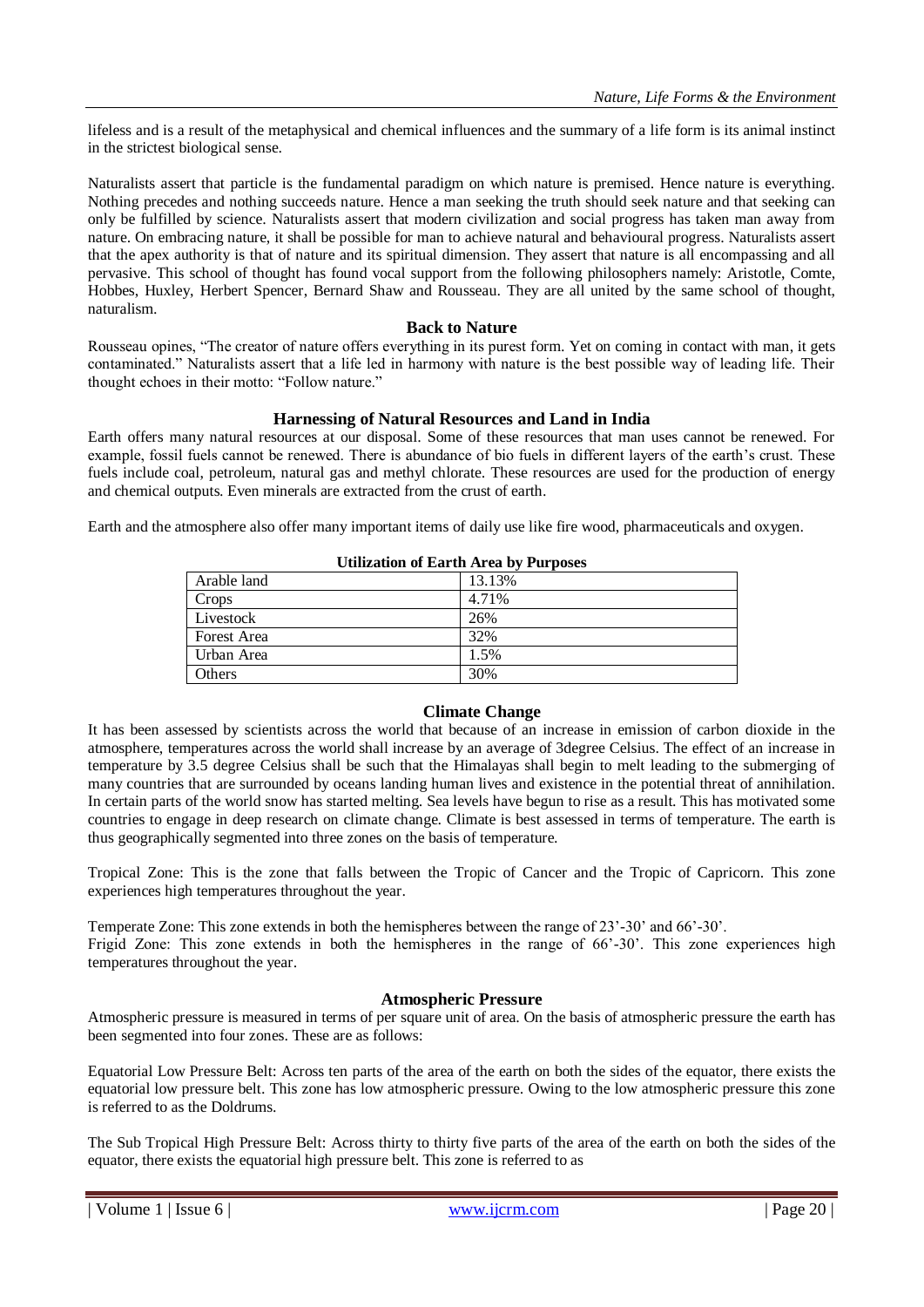lifeless and is a result of the metaphysical and chemical influences and the summary of a life form is its animal instinct in the strictest biological sense.

Naturalists assert that particle is the fundamental paradigm on which nature is premised. Hence nature is everything. Nothing precedes and nothing succeeds nature. Hence a man seeking the truth should seek nature and that seeking can only be fulfilled by science. Naturalists assert that modern civilization and social progress has taken man away from nature. On embracing nature, it shall be possible for man to achieve natural and behavioural progress. Naturalists assert that the apex authority is that of nature and its spiritual dimension. They assert that nature is all encompassing and all pervasive. This school of thought has found vocal support from the following philosophers namely: Aristotle, Comte, Hobbes, Huxley, Herbert Spencer, Bernard Shaw and Rousseau. They are all united by the same school of thought, naturalism.

### Back to Nature

Rousseau opines, "The creator of nature offers everything in its purest form. Yet on coming in contact with man, it gets contaminated." Naturalists assert that a life led in harmony with nature is the best possible way of leading life. Their thought echoes in their motto: "Follow nature."

### Harnessing of Natural Resources and Land in India

Earth offers many natural resources at our disposal. Some of these resources that man uses cannot be renewed. For example, fossil fuels cannot be renewed. There is abundance of bio fuels in different layers of the earth's crust. These fuels include coal, petroleum, natural gas and methyl chlorate. These resources are used for the production of energy and chemical outputs. Even minerals are extracted from the crust of earth.

Earth and the atmosphere also offer many important items of daily use like fire wood, pharmaceuticals and oxygen.

**Utilization of Earth Area by Purposes**

| | |
|---|---|
| Arable land | 13.13% |
| Crops | 4.71% |
| Livestock | 26% |
| Forest Area | 32% |
| Urban Area | 1.5% |
| Others | 30% |

### Climate Change

It has been assessed by scientists across the world that because of an increase in emission of carbon dioxide in the atmosphere, temperatures across the world shall increase by an average of 3degree Celsius. The effect of an increase in temperature by 3.5 degree Celsius shall be such that the Himalayas shall begin to melt leading to the submerging of many countries that are surrounded by oceans landing human lives and existence in the potential threat of annihilation. In certain parts of the world snow has started melting. Sea levels have begun to rise as a result. This has motivated some countries to engage in deep research on climate change. Climate is best assessed in terms of temperature. The earth is thus geographically segmented into three zones on the basis of temperature.

Tropical Zone: This is the zone that falls between the Tropic of Cancer and the Tropic of Capricorn. This zone experiences high temperatures throughout the year.

Temperate Zone: This zone extends in both the hemispheres between the range of 23'-30' and 66'-30'.
Frigid Zone: This zone extends in both the hemispheres in the range of 66'-30'. This zone experiences high temperatures throughout the year.

### Atmospheric Pressure

Atmospheric pressure is measured in terms of per square unit of area. On the basis of atmospheric pressure the earth has been segmented into four zones. These are as follows:

Equatorial Low Pressure Belt: Across ten parts of the area of the earth on both the sides of the equator, there exists the equatorial low pressure belt. This zone has low atmospheric pressure. Owing to the low atmospheric pressure this zone is referred to as the Doldrums.

The Sub Tropical High Pressure Belt: Across thirty to thirty five parts of the area of the earth on both the sides of the equator, there exists the equatorial high pressure belt. This zone is referred to as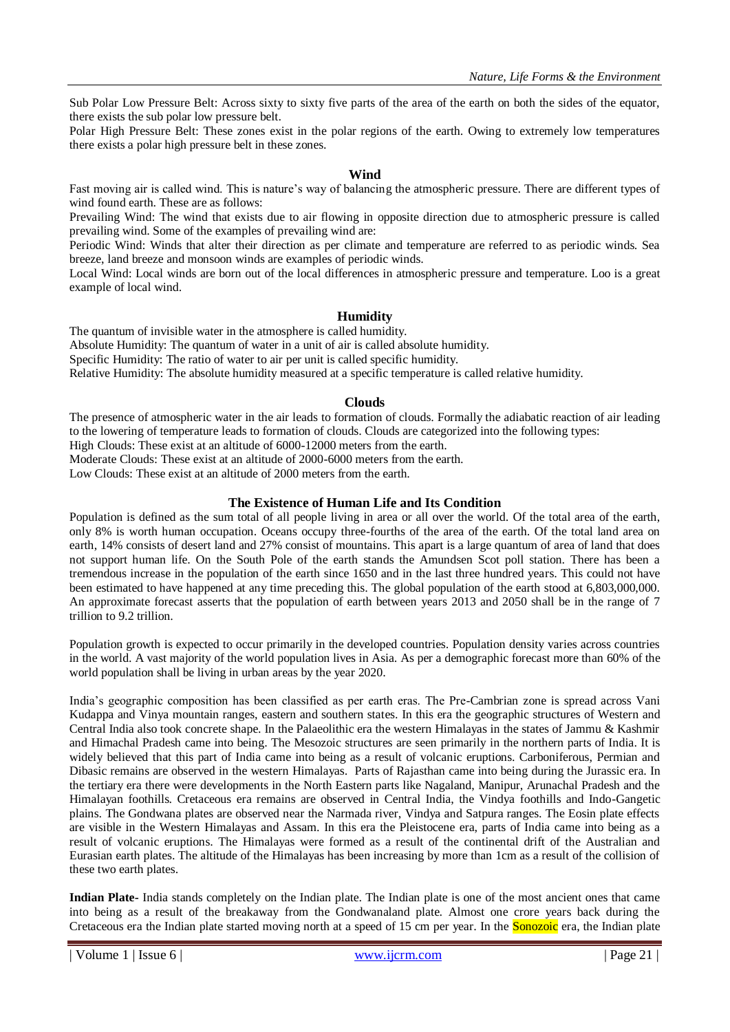Sub Polar Low Pressure Belt: Across sixty to sixty five parts of the area of the earth on both the sides of the equator, there exists the sub polar low pressure belt.

Polar High Pressure Belt: These zones exist in the polar regions of the earth. Owing to extremely low temperatures there exists a polar high pressure belt in these zones.

### Wind

Fast moving air is called wind. This is nature's way of balancing the atmospheric pressure. There are different types of wind found earth. These are as follows:

Prevailing Wind: The wind that exists due to air flowing in opposite direction due to atmospheric pressure is called prevailing wind. Some of the examples of prevailing wind are:

Periodic Wind: Winds that alter their direction as per climate and temperature are referred to as periodic winds. Sea breeze, land breeze and monsoon winds are examples of periodic winds.

Local Wind: Local winds are born out of the local differences in atmospheric pressure and temperature. Loo is a great example of local wind.

### Humidity

The quantum of invisible water in the atmosphere is called humidity.

Absolute Humidity: The quantum of water in a unit of air is called absolute humidity.

Specific Humidity: The ratio of water to air per unit is called specific humidity.

Relative Humidity: The absolute humidity measured at a specific temperature is called relative humidity.

### Clouds

The presence of atmospheric water in the air leads to formation of clouds. Formally the adiabatic reaction of air leading to the lowering of temperature leads to formation of clouds. Clouds are categorized into the following types:

High Clouds: These exist at an altitude of 6000-12000 meters from the earth.

Moderate Clouds: These exist at an altitude of 2000-6000 meters from the earth.

Low Clouds: These exist at an altitude of 2000 meters from the earth.

### The Existence of Human Life and Its Condition

Population is defined as the sum total of all people living in area or all over the world. Of the total area of the earth, only 8% is worth human occupation. Oceans occupy three-fourths of the area of the earth. Of the total land area on earth, 14% consists of desert land and 27% consist of mountains. This apart is a large quantum of area of land that does not support human life. On the South Pole of the earth stands the Amundsen Scot poll station. There has been a tremendous increase in the population of the earth since 1650 and in the last three hundred years. This could not have been estimated to have happened at any time preceding this. The global population of the earth stood at 6,803,000,000. An approximate forecast asserts that the population of earth between years 2013 and 2050 shall be in the range of 7 trillion to 9.2 trillion.

Population growth is expected to occur primarily in the developed countries. Population density varies across countries in the world. A vast majority of the world population lives in Asia. As per a demographic forecast more than 60% of the world population shall be living in urban areas by the year 2020.

India's geographic composition has been classified as per earth eras. The Pre-Cambrian zone is spread across Vani Kudappa and Vinya mountain ranges, eastern and southern states. In this era the geographic structures of Western and Central India also took concrete shape. In the Palaeolithic era the western Himalayas in the states of Jammu & Kashmir and Himachal Pradesh came into being. The Mesozoic structures are seen primarily in the northern parts of India. It is widely believed that this part of India came into being as a result of volcanic eruptions. Carboniferous, Permian and Dibasic remains are observed in the western Himalayas. Parts of Rajasthan came into being during the Jurassic era. In the tertiary era there were developments in the North Eastern parts like Nagaland, Manipur, Arunachal Pradesh and the Himalayan foothills. Cretaceous era remains are observed in Central India, the Vindya foothills and Indo-Gangetic plains. The Gondwana plates are observed near the Narmada river, Vindya and Satpura ranges. The Eosin plate effects are visible in the Western Himalayas and Assam. In this era the Pleistocene era, parts of India came into being as a result of volcanic eruptions. The Himalayas were formed as a result of the continental drift of the Australian and Eurasian earth plates. The altitude of the Himalayas has been increasing by more than 1cm as a result of the collision of these two earth plates.

**Indian Plate-** India stands completely on the Indian plate. The Indian plate is one of the most ancient ones that came into being as a result of the breakaway from the Gondwanaland plate. Almost one crore years back during the Cretaceous era the Indian plate started moving north at a speed of 15 cm per year. In the Sonozoic era, the Indian plate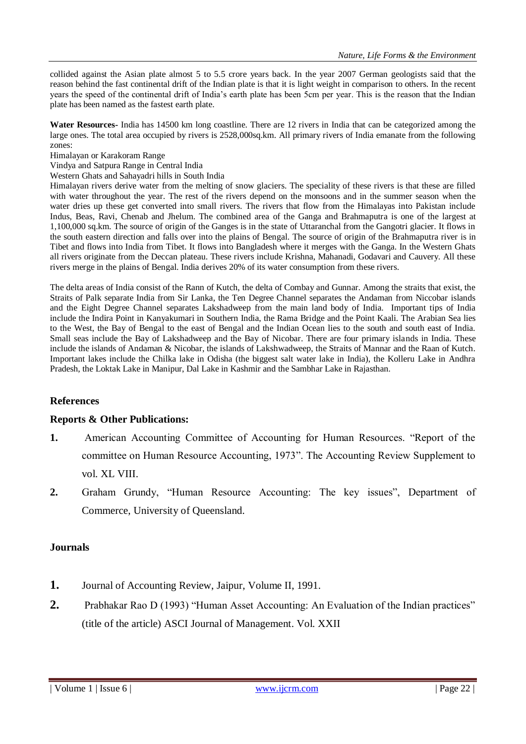collided against the Asian plate almost 5 to 5.5 crore years back. In the year 2007 German geologists said that the reason behind the fast continental drift of the Indian plate is that it is light weight in comparison to others. In the recent years the speed of the continental drift of India's earth plate has been 5cm per year. This is the reason that the Indian plate has been named as the fastest earth plate.

**Water Resources-** India has 14500 km long coastline. There are 12 rivers in India that can be categorized among the large ones. The total area occupied by rivers is 2528,000sq.km. All primary rivers of India emanate from the following zones:

Himalayan or Karakoram Range

Vindya and Satpura Range in Central India

Western Ghats and Sahayadri hills in South India

Himalayan rivers derive water from the melting of snow glaciers. The speciality of these rivers is that these are filled with water throughout the year. The rest of the rivers depend on the monsoons and in the summer season when the water dries up these get converted into small rivers. The rivers that flow from the Himalayas into Pakistan include Indus, Beas, Ravi, Chenab and Jhelum. The combined area of the Ganga and Brahmaputra is one of the largest at 1,100,000 sq.km. The source of origin of the Ganges is in the state of Uttaranchal from the Gangotri glacier. It flows in the south eastern direction and falls over into the plains of Bengal. The source of origin of the Brahmaputra river is in Tibet and flows into India from Tibet. It flows into Bangladesh where it merges with the Ganga. In the Western Ghats all rivers originate from the Deccan plateau. These rivers include Krishna, Mahanadi, Godavari and Cauvery. All these rivers merge in the plains of Bengal. India derives 20% of its water consumption from these rivers.

The delta areas of India consist of the Rann of Kutch, the delta of Combay and Gunnar. Among the straits that exist, the Straits of Palk separate India from Sir Lanka, the Ten Degree Channel separates the Andaman from Niccobar islands and the Eight Degree Channel separates Lakshadweep from the main land body of India. Important tips of India include the Indira Point in Kanyakumari in Southern India, the Rama Bridge and the Point Kaali. The Arabian Sea lies to the West, the Bay of Bengal to the east of Bengal and the Indian Ocean lies to the south and south east of India. Small seas include the Bay of Lakshadweep and the Bay of Nicobar. There are four primary islands in India. These include the islands of Andaman & Nicobar, the islands of Lakshwadweep, the Straits of Mannar and the Raan of Kutch. Important lakes include the Chilka lake in Odisha (the biggest salt water lake in India), the Kolleru Lake in Andhra Pradesh, the Loktak Lake in Manipur, Dal Lake in Kashmir and the Sambhar Lake in Rajasthan.

## References

### Reports & Other Publications:

1. American Accounting Committee of Accounting for Human Resources. "Report of the committee on Human Resource Accounting, 1973". The Accounting Review Supplement to vol. XL VIII.
2. Graham Grundy, "Human Resource Accounting: The key issues", Department of Commerce, University of Queensland.

### Journals

1. Journal of Accounting Review, Jaipur, Volume II, 1991.
2. Prabhakar Rao D (1993) "Human Asset Accounting: An Evaluation of the Indian practices" (title of the article) ASCI Journal of Management. Vol. XXII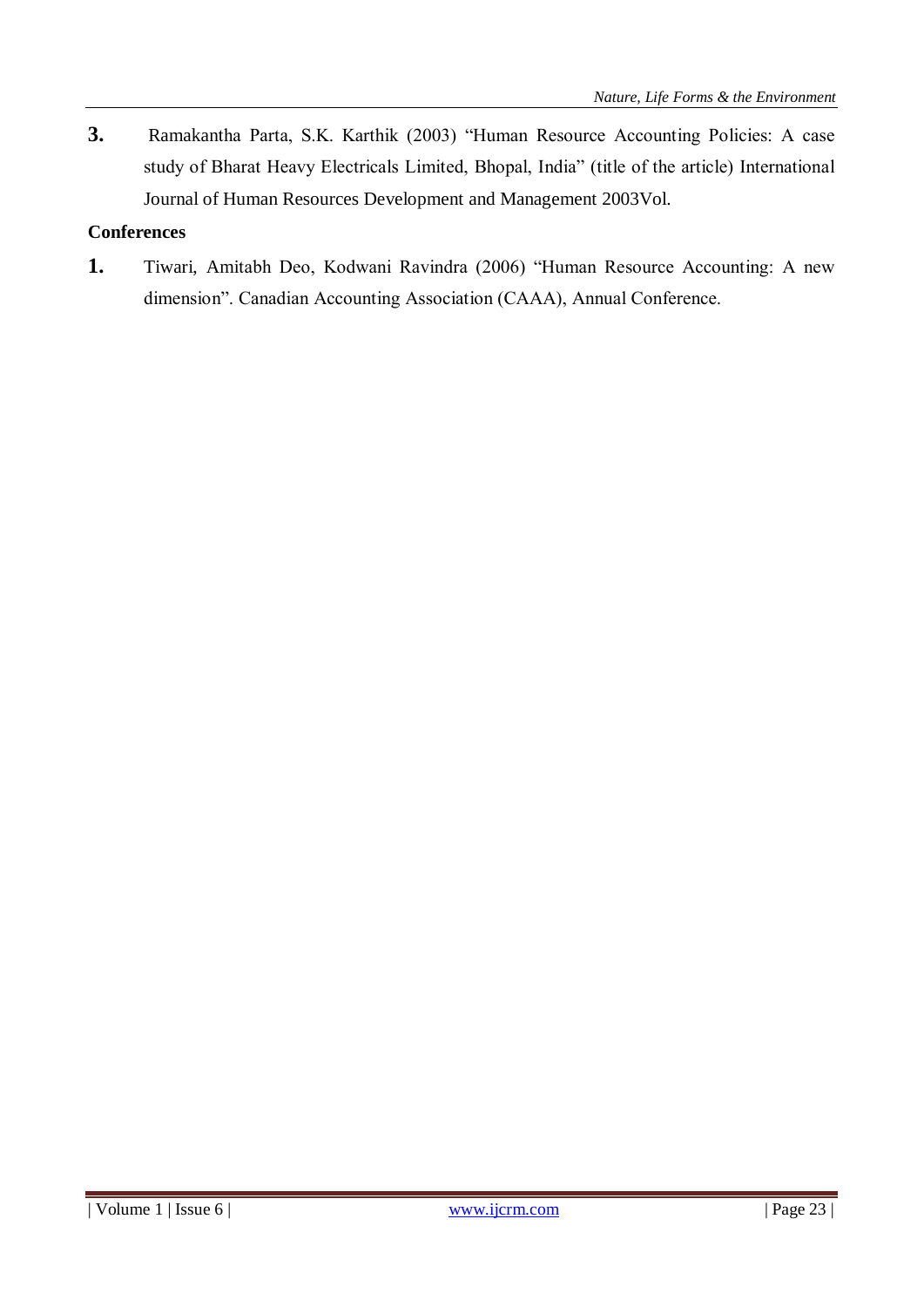3. Ramakantha Parta, S.K. Karthik (2003) “Human Resource Accounting Policies: A case study of Bharat Heavy Electricals Limited, Bhopal, India” (title of the article) International Journal of Human Resources Development and Management 2003Vol.

**Conferences**

1. Tiwari, Amitabh Deo, Kodwani Ravindra (2006) “Human Resource Accounting: A new dimension”. Canadian Accounting Association (CAAA), Annual Conference.